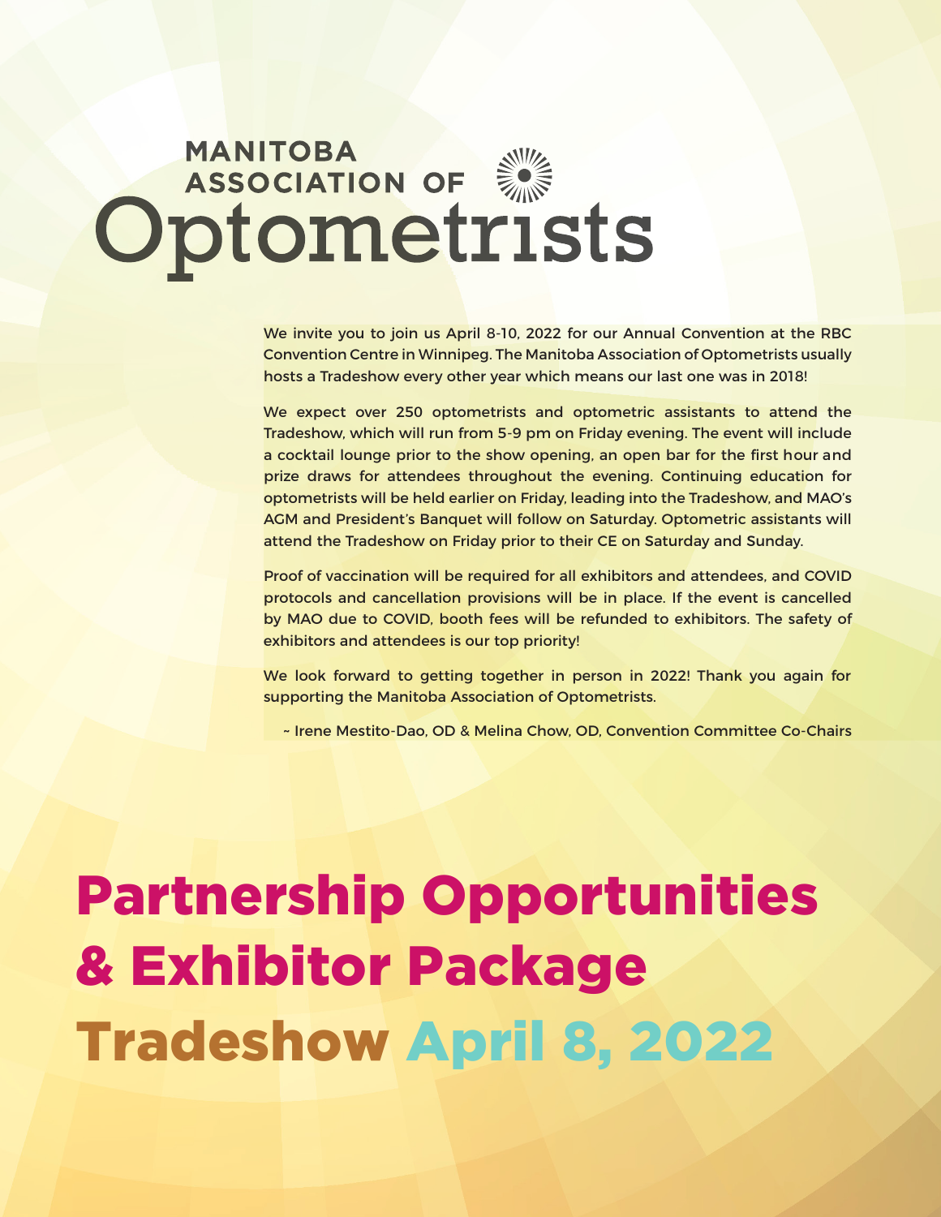# MANITOBA ASSOCIATION OF Optometrists

We invite you to join us April 8-10, 2022 for our Annual Convention at the RBC Convention Centre in Winnipeg. The Manitoba Association of Optometrists usually hosts a Tradeshow every other year which means our last one was in 2018!

We expect over 250 optometrists and optometric assistants to attend the Tradeshow, which will run from 5-9 pm on Friday evening. The event will include a cocktail lounge prior to the show opening, an open bar for the first hour and prize draws for attendees throughout the evening. Continuing education for optometrists will be held earlier on Friday, leading into the Tradeshow, and MAO's AGM and President's Banquet will follow on Saturday. Optometric assistants will attend the Tradeshow on Friday prior to their CE on Saturday and Sunday.

Proof of vaccination will be required for all exhibitors and attendees, and COVID protocols and cancellation provisions will be in place. If the event is cancelled by MAO due to COVID, booth fees will be refunded to exhibitors. The safety of exhibitors and attendees is our top priority!

We look forward to getting together in person in 2022! Thank you again for supporting the Manitoba Association of Optometrists.

~ Irene Mestito-Dao, OD & Melina Chow, OD, Convention Committee Co-Chairs

# Partnership Opportunities & Exhibitor Package

# Tradeshow April 8, 2022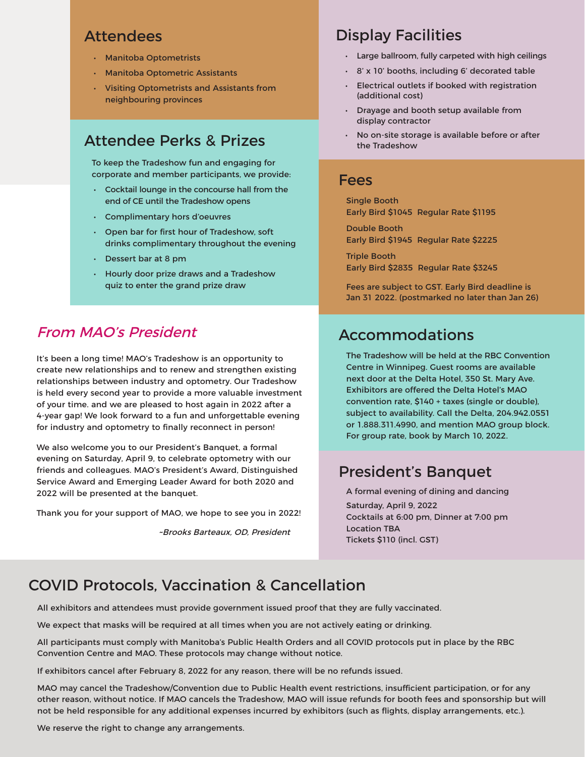## Attendees

- Manitoba Optometrists
- Manitoba Optometric Assistants
- Visiting Optometrists and Assistants from neighbouring provinces

## Attendee Perks & Prizes

To keep the Tradeshow fun and engaging for corporate and member participants, we provide:

- Cocktail lounge in the concourse hall from the end of CE until the Tradeshow opens
- Complimentary hors d'oeuvres
- Open bar for first hour of Tradeshow, soft drinks complimentary throughout the evening
- Dessert bar at 8 pm
- Hourly door prize draws and a Tradeshow quiz to enter the grand prize draw

## *From MAO's President*

It's been a long time! MAO's Tradeshow is an opportunity to create new relationships and to renew and strengthen existing relationships between industry and optometry. Our Tradeshow is held every second year to provide a more valuable investment of your time. and we are pleased to host again in 2022 after a 4-year gap! We look forward to a fun and unforgettable evening for industry and optometry to finally reconnect in person!

We also welcome you to our President's Banquet, a formal evening on Saturday, April 9, to celebrate optometry with our friends and colleagues. MAO's President's Award, Distinguished Service Award and Emerging Leader Award for both 2020 and 2022 will be presented at the banquet.

Thank you for your support of MAO, we hope to see you in 2022!

*~Brooks Barteaux, OD, President*

## Display Facilities

- Large ballroom, fully carpeted with high ceilings
- 8' x 10' booths, including 6' decorated table
- Electrical outlets if booked with registration (additional cost)
- Drayage and booth setup available from display contractor
- No on-site storage is available before or after the Tradeshow

## Fees

Single Booth
Early Bird $1045 Regular Rate $1195

Double Booth
Early Bird $1945 Regular Rate $2225

Triple Booth
Early Bird $2835 Regular Rate $3245

Fees are subject to GST. Early Bird deadline is Jan 31 2022. (postmarked no later than Jan 26)

## Accommodations

The Tradeshow will be held at the RBC Convention Centre in Winnipeg. Guest rooms are available next door at the Delta Hotel, 350 St. Mary Ave. Exhibitors are offered the Delta Hotel's MAO convention rate, $140 + taxes (single or double), subject to availability. Call the Delta, 204.942.0551 or 1.888.311.4990, and mention MAO group block. For group rate, book by March 10, 2022.

## President's Banquet

A formal evening of dining and dancing

Saturday, April 9, 2022
Cocktails at 6:00 pm, Dinner at 7:00 pm
Location TBA
Tickets $110 (incl. GST)

## COVID Protocols, Vaccination & Cancellation

All exhibitors and attendees must provide government issued proof that they are fully vaccinated.

We expect that masks will be required at all times when you are not actively eating or drinking.

All participants must comply with Manitoba's Public Health Orders and all COVID protocols put in place by the RBC Convention Centre and MAO. These protocols may change without notice.

If exhibitors cancel after February 8, 2022 for any reason, there will be no refunds issued.

MAO may cancel the Tradeshow/Convention due to Public Health event restrictions, insufficient participation, or for any other reason, without notice. If MAO cancels the Tradeshow, MAO will issue refunds for booth fees and sponsorship but will not be held responsible for any additional expenses incurred by exhibitors (such as flights, display arrangements, etc.).

We reserve the right to change any arrangements.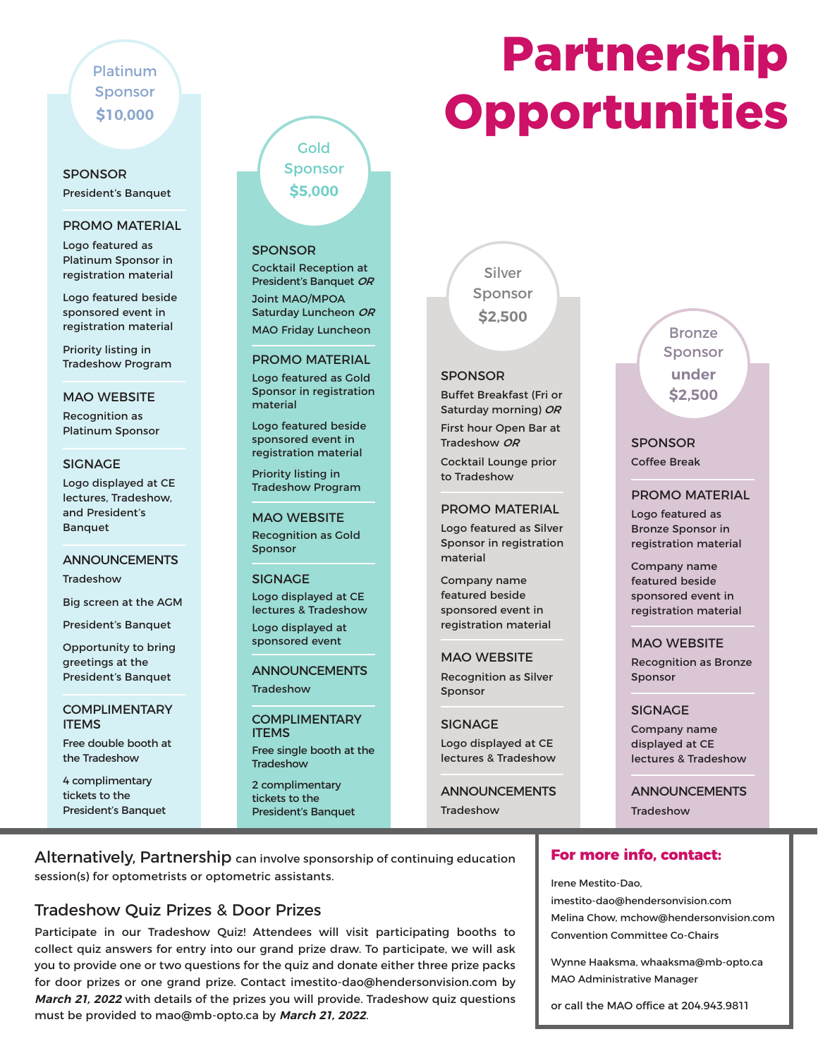# Partnership Opportunities

## Platinum Sponsor $10,000

### SPONSOR
President's Banquet

### PROMO MATERIAL
Logo featured as Platinum Sponsor in registration material

Logo featured beside sponsored event in registration material

Priority listing in Tradeshow Program

### MAO WEBSITE
Recognition as Platinum Sponsor

### SIGNAGE
Logo displayed at CE lectures, Tradeshow, and President's Banquet

### ANNOUNCEMENTS
Tradeshow

Big screen at the AGM

President's Banquet

Opportunity to bring greetings at the President's Banquet

### COMPLIMENTARY ITEMS
Free double booth at the Tradeshow

4 complimentary tickets to the President's Banquet

## Gold Sponsor $5,000

### SPONSOR
Cocktail Reception at President's Banquet ***OR***

Joint MAO/MPOA Saturday Luncheon ***OR***

MAO Friday Luncheon

### PROMO MATERIAL
Logo featured as Gold Sponsor in registration material

Logo featured beside sponsored event in registration material

Priority listing in Tradeshow Program

### MAO WEBSITE
Recognition as Gold Sponsor

### SIGNAGE
Logo displayed at CE lectures & Tradeshow

Logo displayed at sponsored event

### ANNOUNCEMENTS
Tradeshow

### COMPLIMENTARY ITEMS
Free single booth at the Tradeshow

2 complimentary tickets to the President's Banquet

## Silver Sponsor $2,500

### SPONSOR
Buffet Breakfast (Fri or Saturday morning) ***OR***

First hour Open Bar at Tradeshow ***OR***

Cocktail Lounge prior to Tradeshow

### PROMO MATERIAL
Logo featured as Silver Sponsor in registration material

Company name featured beside sponsored event in registration material

### MAO WEBSITE
Recognition as Silver Sponsor

### SIGNAGE
Logo displayed at CE lectures & Tradeshow

### ANNOUNCEMENTS
Tradeshow

## Bronze Sponsor under $2,500

### SPONSOR
Coffee Break

### PROMO MATERIAL
Logo featured as Bronze Sponsor in registration material

Company name featured beside sponsored event in registration material

### MAO WEBSITE
Recognition as Bronze Sponsor

### SIGNAGE
Company name displayed at CE lectures & Tradeshow

### ANNOUNCEMENTS
Tradeshow

---

Alternatively, Partnership can involve sponsorship of continuing education session(s) for optometrists or optometric assistants.

## Tradeshow Quiz Prizes & Door Prizes

Participate in our Tradeshow Quiz! Attendees will visit participating booths to collect quiz answers for entry into our grand prize draw. To participate, we will ask you to provide one or two questions for the quiz and donate either three prize packs for door prizes or one grand prize. Contact imestito-dao@hendersonvision.com by ***March 21, 2022*** with details of the prizes you will provide. Tradeshow quiz questions must be provided to mao@mb-opto.ca by ***March 21, 2022***.

## For more info, contact:

Irene Mestito-Dao, imestito-dao@hendersonvision.com
Melina Chow, mchow@hendersonvision.com
Convention Committee Co-Chairs

Wynne Haaksma, whaaksma@mb-opto.ca
MAO Administrative Manager

or call the MAO office at 204.943.9811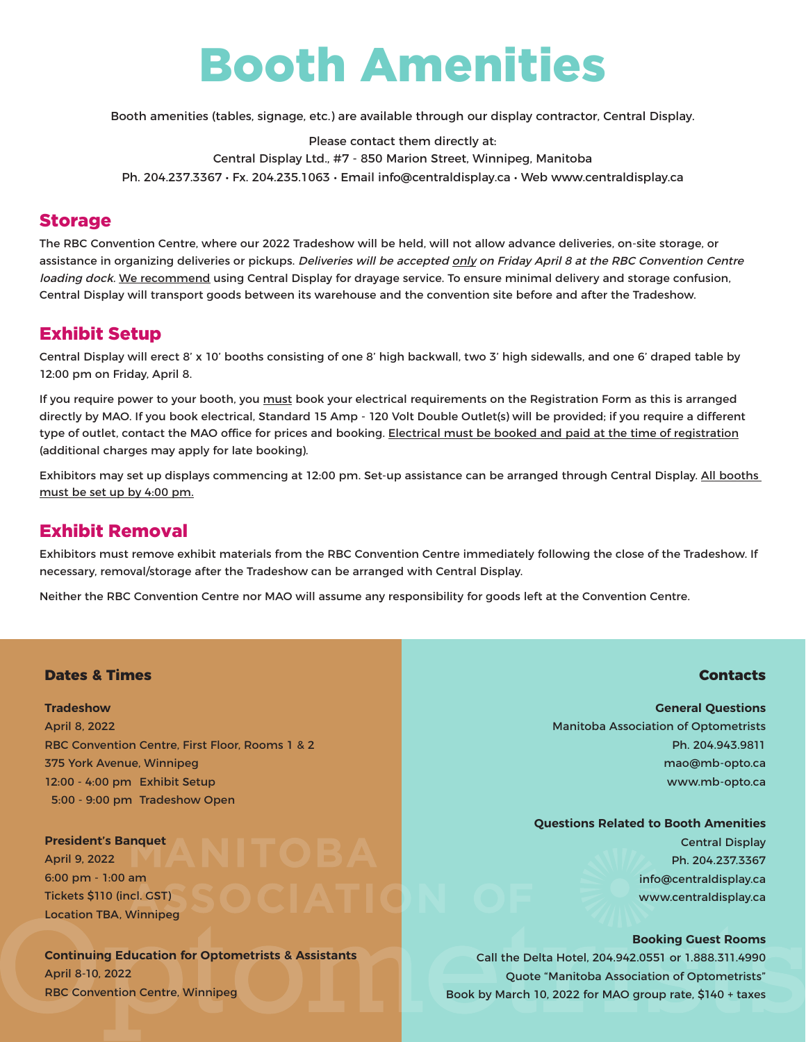# Booth Amenities

Booth amenities (tables, signage, etc.) are available through our display contractor, Central Display.

Please contact them directly at:
Central Display Ltd., #7 - 850 Marion Street, Winnipeg, Manitoba
Ph. 204.237.3367 • Fx. 204.235.1063 • Email info@centraldisplay.ca • Web www.centraldisplay.ca

## Storage

The RBC Convention Centre, where our 2022 Tradeshow will be held, will not allow advance deliveries, on-site storage, or assistance in organizing deliveries or pickups. *Deliveries will be accepted only on Friday April 8 at the RBC Convention Centre loading dock.* We recommend using Central Display for drayage service. To ensure minimal delivery and storage confusion, Central Display will transport goods between its warehouse and the convention site before and after the Tradeshow.

## Exhibit Setup

Central Display will erect 8' x 10' booths consisting of one 8' high backwall, two 3' high sidewalls, and one 6' draped table by 12:00 pm on Friday, April 8.

If you require power to your booth, you must book your electrical requirements on the Registration Form as this is arranged directly by MAO. If you book electrical, Standard 15 Amp - 120 Volt Double Outlet(s) will be provided; if you require a different type of outlet, contact the MAO office for prices and booking. Electrical must be booked and paid at the time of registration (additional charges may apply for late booking).

Exhibitors may set up displays commencing at 12:00 pm. Set-up assistance can be arranged through Central Display. All booths must be set up by 4:00 pm.

## Exhibit Removal

Exhibitors must remove exhibit materials from the RBC Convention Centre immediately following the close of the Tradeshow. If necessary, removal/storage after the Tradeshow can be arranged with Central Display.

Neither the RBC Convention Centre nor MAO will assume any responsibility for goods left at the Convention Centre.

### Dates & Times

**Tradeshow**
April 8, 2022
RBC Convention Centre, First Floor, Rooms 1 & 2
375 York Avenue, Winnipeg
12:00 - 4:00 pm Exhibit Setup
5:00 - 9:00 pm Tradeshow Open

**President's Banquet**
April 9, 2022
6:00 pm - 1:00 am
Tickets $110 (incl. GST)
Location TBA, Winnipeg

**Continuing Education for Optometrists & Assistants**
April 8-10, 2022
RBC Convention Centre, Winnipeg

### Contacts

**General Questions**
Manitoba Association of Optometrists
Ph. 204.943.9811
mao@mb-opto.ca
www.mb-opto.ca

**Questions Related to Booth Amenities**
Central Display
Ph. 204.237.3367
info@centraldisplay.ca
www.centraldisplay.ca

**Booking Guest Rooms**
Call the Delta Hotel, 204.942.0551 or 1.888.311.4990
Quote "Manitoba Association of Optometrists"
Book by March 10, 2022 for MAO group rate, $140 + taxes